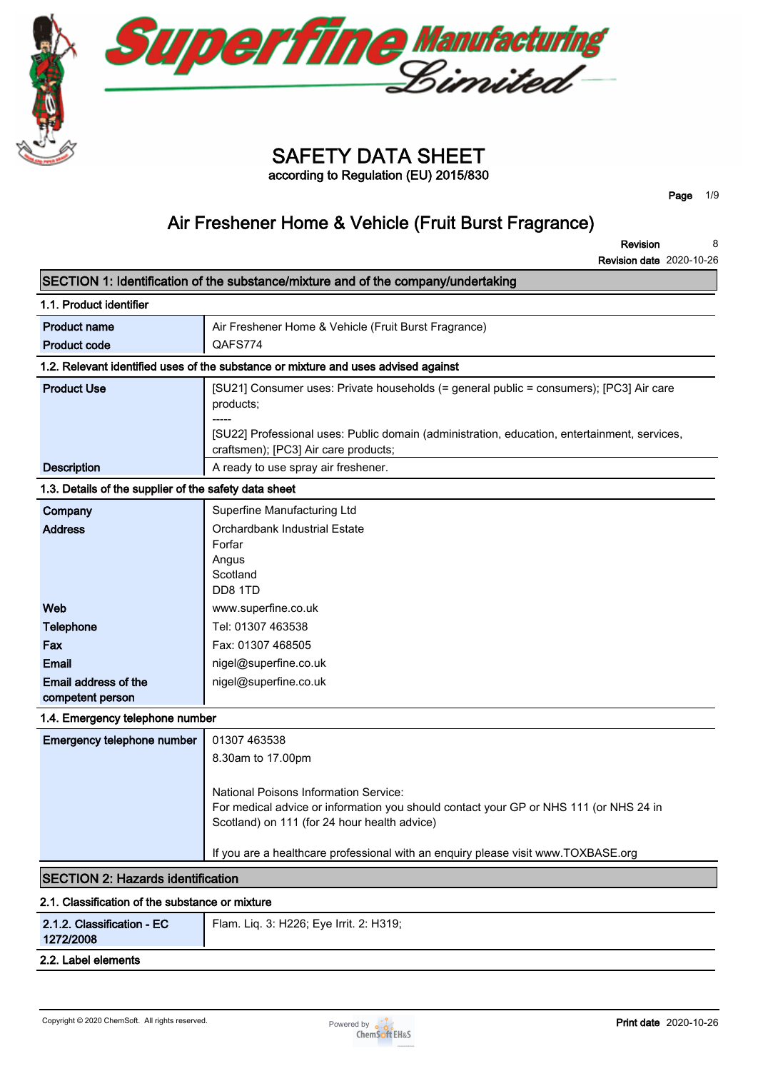# SAFETY DATA SHEET

according to Regulation (EU) 2015/830

## Air Freshener Home & Vehicle (Fruit Burst Fragrance)

**Revision** 8
**Revision date** 2020-10-26

## SECTION 1: Identification of the substance/mixture and of the company/undertaking

### 1.1. Product identifier

| | |
|---|---|
| **Product name** | Air Freshener Home & Vehicle (Fruit Burst Fragrance) |
| **Product code** | QAFS774 |

### 1.2. Relevant identified uses of the substance or mixture and uses advised against

| | |
|---|---|
| **Product Use** | [SU21] Consumer uses: Private households (= general public = consumers); [PC3] Air care products;<br>-----<br>[SU22] Professional uses: Public domain (administration, education, entertainment, services, craftsmen); [PC3] Air care products; |
| **Description** | A ready to use spray air freshener. |

### 1.3. Details of the supplier of the safety data sheet

| | |
|---|---|
| **Company** | Superfine Manufacturing Ltd |
| **Address** | Orchardbank Industrial Estate<br>Forfar<br>Angus<br>Scotland<br>DD8 1TD |
| **Web** | www.superfine.co.uk |
| **Telephone** | Tel: 01307 463538 |
| **Fax** | Fax: 01307 468505 |
| **Email** | nigel@superfine.co.uk |
| **Email address of the competent person** | nigel@superfine.co.uk |

### 1.4. Emergency telephone number

| | |
|---|---|
| **Emergency telephone number** | 01307 463538<br>8.30am to 17.00pm<br><br>National Poisons Information Service:<br>For medical advice or information you should contact your GP or NHS 111 (or NHS 24 in Scotland) on 111 (for 24 hour health advice)<br><br>If you are a healthcare professional with an enquiry please visit www.TOXBASE.org |

## SECTION 2: Hazards identification

### 2.1. Classification of the substance or mixture

| | |
|---|---|
| **2.1.2. Classification - EC 1272/2008** | Flam. Liq. 3: H226; Eye Irrit. 2: H319; |

### 2.2. Label elements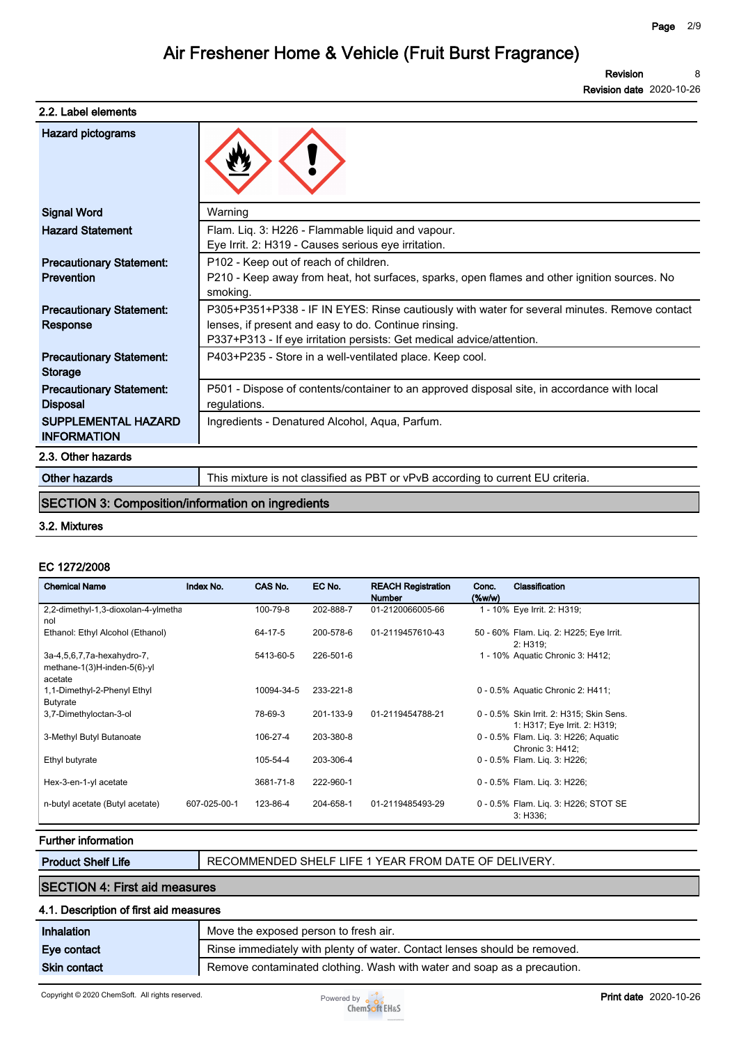### 2.2. Label elements

| | |
|---|---|
| **Hazard pictograms** | |
| **Signal Word** | Warning |
| **Hazard Statement** | Flam. Liq. 3: H226 - Flammable liquid and vapour.<br>Eye Irrit. 2: H319 - Causes serious eye irritation. |
| **Precautionary Statement: Prevention** | P102 - Keep out of reach of children.<br>P210 - Keep away from heat, hot surfaces, sparks, open flames and other ignition sources. No smoking. |
| **Precautionary Statement: Response** | P305+P351+P338 - IF IN EYES: Rinse cautiously with water for several minutes. Remove contact lenses, if present and easy to do. Continue rinsing.<br>P337+P313 - If eye irritation persists: Get medical advice/attention. |
| **Precautionary Statement: Storage** | P403+P235 - Store in a well-ventilated place. Keep cool. |
| **Precautionary Statement: Disposal** | P501 - Dispose of contents/container to an approved disposal site, in accordance with local regulations. |
| **SUPPLEMENTAL HAZARD INFORMATION** | Ingredients - Denatured Alcohol, Aqua, Parfum. |

### 2.3. Other hazards

| | |
|---|---|
| **Other hazards** | This mixture is not classified as PBT or vPvB according to current EU criteria. |

## SECTION 3: Composition/information on ingredients

### 3.2. Mixtures

#### EC 1272/2008

| Chemical Name | Index No. | CAS No. | EC No. | REACH Registration Number | Conc. (%w/w) | Classification |
|---|---|---|---|---|---|---|
| 2,2-dimethyl-1,3-dioxolan-4-ylmethanol | | 100-79-8 | 202-888-7 | 01-2120066005-66 | 1 - 10% | Eye Irrit. 2: H319; |
| Ethanol: Ethyl Alcohol (Ethanol) | | 64-17-5 | 200-578-6 | 01-2119457610-43 | 50 - 60% | Flam. Liq. 2: H225; Eye Irrit. 2: H319; |
| 3a-4,5,6,7,7a-hexahydro-7, methane-1(3)H-inden-5(6)-yl acetate | | 5413-60-5 | 226-501-6 | | 1 - 10% | Aquatic Chronic 3: H412; |
| 1,1-Dimethyl-2-Phenyl Ethyl Butyrate | | 10094-34-5 | 233-221-8 | | 0 - 0.5% | Aquatic Chronic 2: H411; |
| 3,7-Dimethyloctan-3-ol | | 78-69-3 | 201-133-9 | 01-2119454788-21 | 0 - 0.5% | Skin Irrit. 2: H315; Skin Sens. 1: H317; Eye Irrit. 2: H319; |
| 3-Methyl Butyl Butanoate | | 106-27-4 | 203-380-8 | | 0 - 0.5% | Flam. Liq. 3: H226; Aquatic Chronic 3: H412; |
| Ethyl butyrate | | 105-54-4 | 203-306-4 | | 0 - 0.5% | Flam. Liq. 3: H226; |
| Hex-3-en-1-yl acetate | | 3681-71-8 | 222-960-1 | | 0 - 0.5% | Flam. Liq. 3: H226; |
| n-butyl acetate (Butyl acetate) | 607-025-00-1 | 123-86-4 | 204-658-1 | 01-2119485493-29 | 0 - 0.5% | Flam. Liq. 3: H226; STOT SE 3: H336; |

#### Further information

| | |
|---|---|
| **Product Shelf Life** | RECOMMENDED SHELF LIFE 1 YEAR FROM DATE OF DELIVERY. |

## SECTION 4: First aid measures

### 4.1. Description of first aid measures

| | |
|---|---|
| **Inhalation** | Move the exposed person to fresh air. |
| **Eye contact** | Rinse immediately with plenty of water. Contact lenses should be removed. |
| **Skin contact** | Remove contaminated clothing. Wash with water and soap as a precaution. |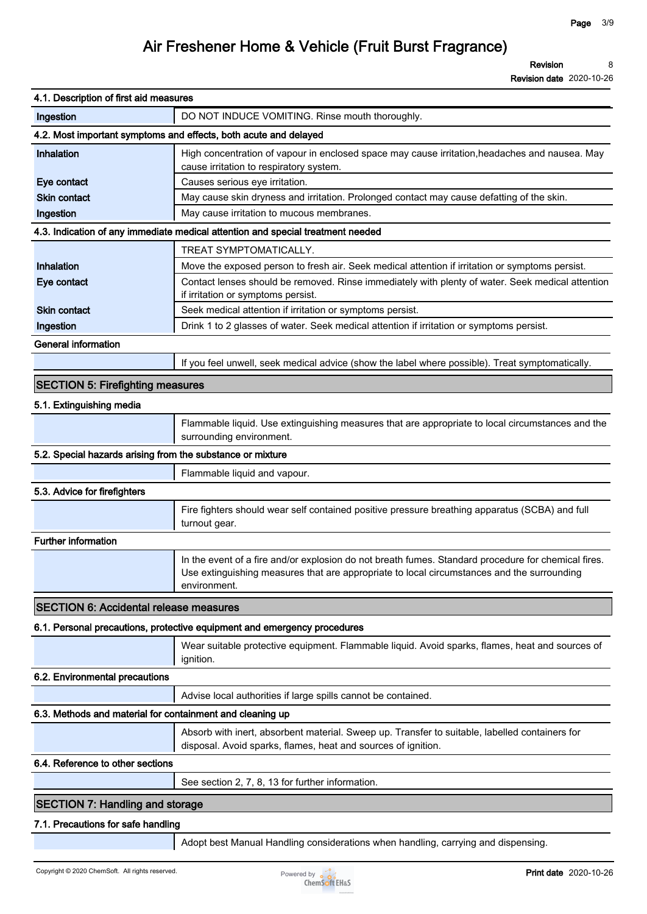### 4.1. Description of first aid measures

| | |
|---|---|
| **Ingestion** | DO NOT INDUCE VOMITING. Rinse mouth thoroughly. |

### 4.2. Most important symptoms and effects, both acute and delayed

| | |
|---|---|
| **Inhalation** | High concentration of vapour in enclosed space may cause irritation,headaches and nausea. May cause irritation to respiratory system. |
| **Eye contact** | Causes serious eye irritation. |
| **Skin contact** | May cause skin dryness and irritation. Prolonged contact may cause defatting of the skin. |
| **Ingestion** | May cause irritation to mucous membranes. |

### 4.3. Indication of any immediate medical attention and special treatment needed

| | |
|---|---|
| | TREAT SYMPTOMATICALLY. |
| **Inhalation** | Move the exposed person to fresh air. Seek medical attention if irritation or symptoms persist. |
| **Eye contact** | Contact lenses should be removed. Rinse immediately with plenty of water. Seek medical attention if irritation or symptoms persist. |
| **Skin contact** | Seek medical attention if irritation or symptoms persist. |
| **Ingestion** | Drink 1 to 2 glasses of water. Seek medical attention if irritation or symptoms persist. |

### General information

If you feel unwell, seek medical advice (show the label where possible). Treat symptomatically.

## SECTION 5: Firefighting measures

### 5.1. Extinguishing media

Flammable liquid. Use extinguishing measures that are appropriate to local circumstances and the surrounding environment.

### 5.2. Special hazards arising from the substance or mixture

Flammable liquid and vapour.

### 5.3. Advice for firefighters

Fire fighters should wear self contained positive pressure breathing apparatus (SCBA) and full turnout gear.

### Further information

In the event of a fire and/or explosion do not breath fumes. Standard procedure for chemical fires. Use extinguishing measures that are appropriate to local circumstances and the surrounding environment.

## SECTION 6: Accidental release measures

### 6.1. Personal precautions, protective equipment and emergency procedures

Wear suitable protective equipment. Flammable liquid. Avoid sparks, flames, heat and sources of ignition.

### 6.2. Environmental precautions

Advise local authorities if large spills cannot be contained.

### 6.3. Methods and material for containment and cleaning up

Absorb with inert, absorbent material. Sweep up. Transfer to suitable, labelled containers for disposal. Avoid sparks, flames, heat and sources of ignition.

### 6.4. Reference to other sections

See section 2, 7, 8, 13 for further information.

## SECTION 7: Handling and storage

### 7.1. Precautions for safe handling

Adopt best Manual Handling considerations when handling, carrying and dispensing.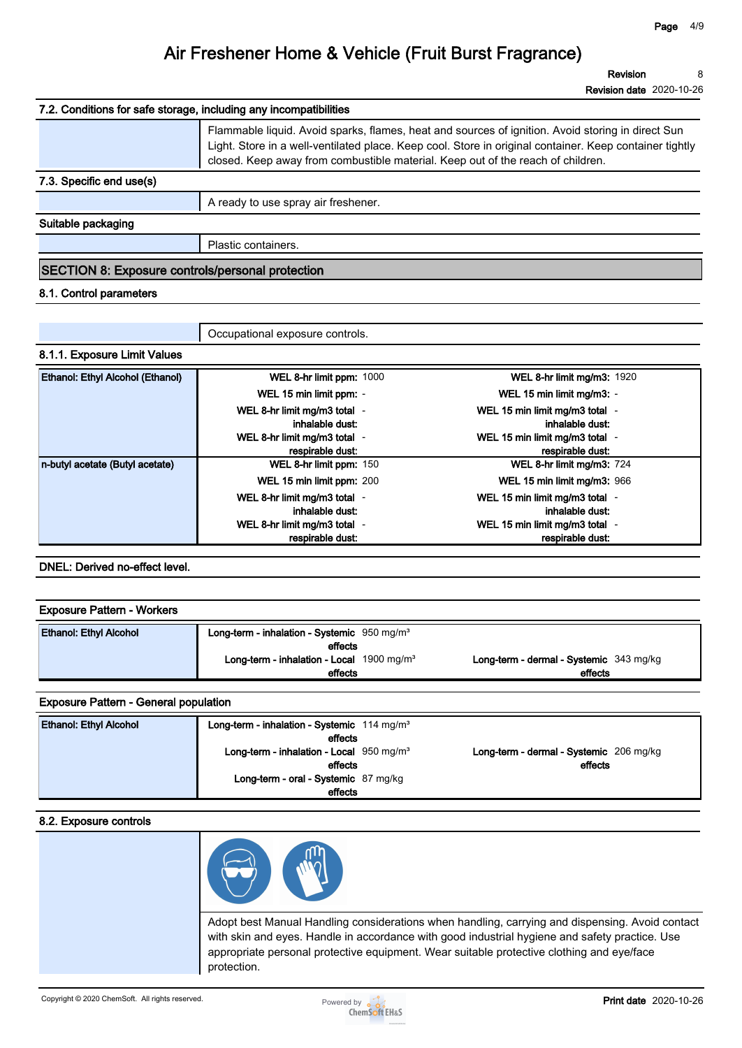### 7.2. Conditions for safe storage, including any incompatibilities

Flammable liquid. Avoid sparks, flames, heat and sources of ignition. Avoid storing in direct Sun Light. Store in a well-ventilated place. Keep cool. Store in original container. Keep container tightly closed. Keep away from combustible material. Keep out of the reach of children.

### 7.3. Specific end use(s)

A ready to use spray air freshener.

**Suitable packaging**

Plastic containers.

## SECTION 8: Exposure controls/personal protection

### 8.1. Control parameters

Occupational exposure controls.

#### 8.1.1. Exposure Limit Values

| Substance | | | | |
|---|---|---|---|---|
| **Ethanol: Ethyl Alcohol (Ethanol)** | **WEL 8-hr limit ppm:** | 1000 | **WEL 8-hr limit mg/m3:** | 1920 |
| | **WEL 15 min limit ppm:** | - | **WEL 15 min limit mg/m3:** | - |
| | **WEL 8-hr limit mg/m3 total inhalable dust:** | - | **WEL 15 min limit mg/m3 total inhalable dust:** | - |
| | **WEL 8-hr limit mg/m3 total respirable dust:** | - | **WEL 15 min limit mg/m3 total respirable dust:** | - |
| **n-butyl acetate (Butyl acetate)** | **WEL 8-hr limit ppm:** | 150 | **WEL 8-hr limit mg/m3:** | 724 |
| | **WEL 15 min limit ppm:** | 200 | **WEL 15 min limit mg/m3:** | 966 |
| | **WEL 8-hr limit mg/m3 total inhalable dust:** | - | **WEL 15 min limit mg/m3 total inhalable dust:** | - |
| | **WEL 8-hr limit mg/m3 total respirable dust:** | - | **WEL 15 min limit mg/m3 total respirable dust:** | - |

**DNEL: Derived no-effect level.**

**Exposure Pattern - Workers**

| Substance | | | | |
|---|---|---|---|---|
| **Ethanol: Ethyl Alcohol** | **Long-term - inhalation - Systemic effects** | 950 mg/m³ | | |
| | **Long-term - inhalation - Local effects** | 1900 mg/m³ | **Long-term - dermal - Systemic effects** | 343 mg/kg |

**Exposure Pattern - General population**

| Substance | | | | |
|---|---|---|---|---|
| **Ethanol: Ethyl Alcohol** | **Long-term - inhalation - Systemic effects** | 114 mg/m³ | | |
| | **Long-term - inhalation - Local effects** | 950 mg/m³ | **Long-term - dermal - Systemic effects** | 206 mg/kg |
| | **Long-term - oral - Systemic effects** | 87 mg/kg | | |

### 8.2. Exposure controls

Adopt best Manual Handling considerations when handling, carrying and dispensing. Avoid contact with skin and eyes. Handle in accordance with good industrial hygiene and safety practice. Use appropriate personal protective equipment. Wear suitable protective clothing and eye/face protection.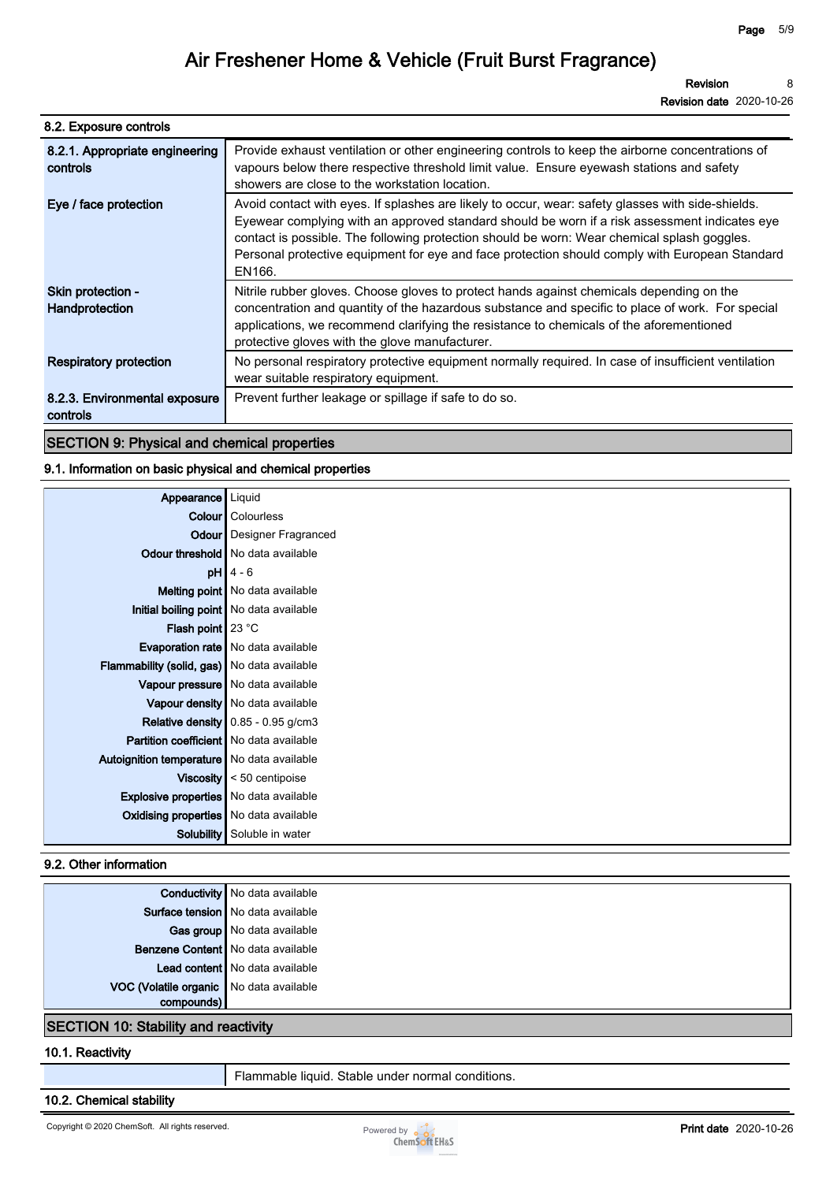### 8.2. Exposure controls

| | |
|---|---|
| **8.2.1. Appropriate engineering controls** | Provide exhaust ventilation or other engineering controls to keep the airborne concentrations of vapours below there respective threshold limit value. Ensure eyewash stations and safety showers are close to the workstation location. |
| **Eye / face protection** | Avoid contact with eyes. If splashes are likely to occur, wear: safety glasses with side-shields. Eyewear complying with an approved standard should be worn if a risk assessment indicates eye contact is possible. The following protection should be worn: Wear chemical splash goggles. Personal protective equipment for eye and face protection should comply with European Standard EN166. |
| **Skin protection - Handprotection** | Nitrile rubber gloves. Choose gloves to protect hands against chemicals depending on the concentration and quantity of the hazardous substance and specific to place of work. For special applications, we recommend clarifying the resistance to chemicals of the aforementioned protective gloves with the glove manufacturer. |
| **Respiratory protection** | No personal respiratory protective equipment normally required. In case of insufficient ventilation wear suitable respiratory equipment. |
| **8.2.3. Environmental exposure controls** | Prevent further leakage or spillage if safe to do so. |

## SECTION 9: Physical and chemical properties

### 9.1. Information on basic physical and chemical properties

| | |
|---|---|
| **Appearance** | Liquid |
| **Colour** | Colourless |
| **Odour** | Designer Fragranced |
| **Odour threshold** | No data available |
| **pH** | 4 - 6 |
| **Melting point** | No data available |
| **Initial boiling point** | No data available |
| **Flash point** | 23 °C |
| **Evaporation rate** | No data available |
| **Flammability (solid, gas)** | No data available |
| **Vapour pressure** | No data available |
| **Vapour density** | No data available |
| **Relative density** | 0.85 - 0.95 g/cm3 |
| **Partition coefficient** | No data available |
| **Autoignition temperature** | No data available |
| **Viscosity** | < 50 centipoise |
| **Explosive properties** | No data available |
| **Oxidising properties** | No data available |
| **Solubility** | Soluble in water |

### 9.2. Other information

| | |
|---|---|
| **Conductivity** | No data available |
| **Surface tension** | No data available |
| **Gas group** | No data available |
| **Benzene Content** | No data available |
| **Lead content** | No data available |
| **VOC (Volatile organic compounds)** | No data available |

## SECTION 10: Stability and reactivity

### 10.1. Reactivity

Flammable liquid. Stable under normal conditions.

### 10.2. Chemical stability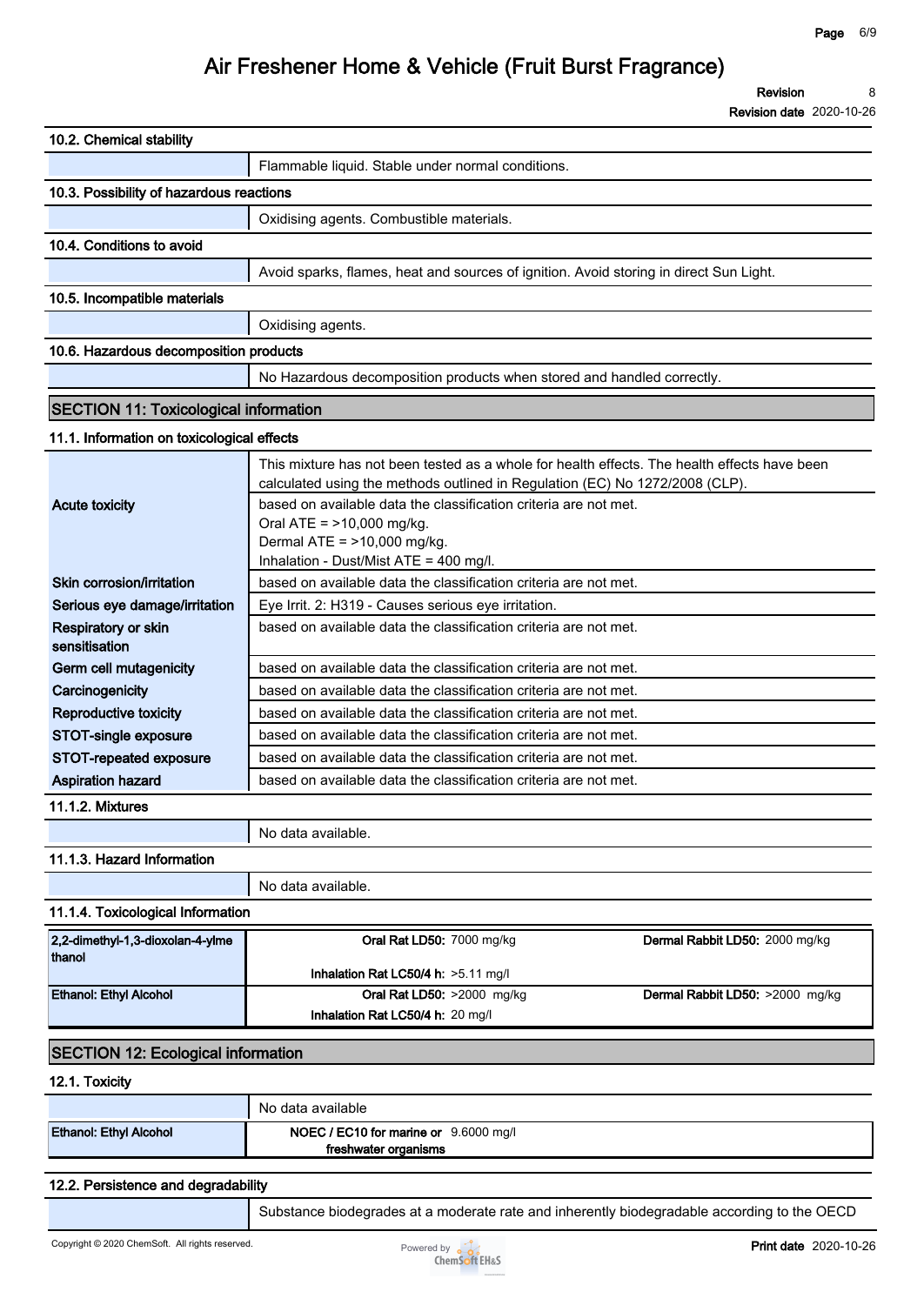# Air Freshener Home & Vehicle (Fruit Burst Fragrance)

**Revision** 8

**Revision date** 2020-10-26

### 10.2. Chemical stability

Flammable liquid. Stable under normal conditions.

### 10.3. Possibility of hazardous reactions

Oxidising agents. Combustible materials.

### 10.4. Conditions to avoid

Avoid sparks, flames, heat and sources of ignition. Avoid storing in direct Sun Light.

### 10.5. Incompatible materials

Oxidising agents.

### 10.6. Hazardous decomposition products

No Hazardous decomposition products when stored and handled correctly.

## SECTION 11: Toxicological information

### 11.1. Information on toxicological effects

| | |
|---|---|
| | This mixture has not been tested as a whole for health effects. The health effects have been calculated using the methods outlined in Regulation (EC) No 1272/2008 (CLP). |
| **Acute toxicity** | based on available data the classification criteria are not met.<br>Oral ATE = >10,000 mg/kg.<br>Dermal ATE = >10,000 mg/kg.<br>Inhalation - Dust/Mist ATE = 400 mg/l. |
| **Skin corrosion/irritation** | based on available data the classification criteria are not met. |
| **Serious eye damage/irritation** | Eye Irrit. 2: H319 - Causes serious eye irritation. |
| **Respiratory or skin sensitisation** | based on available data the classification criteria are not met. |
| **Germ cell mutagenicity** | based on available data the classification criteria are not met. |
| **Carcinogenicity** | based on available data the classification criteria are not met. |
| **Reproductive toxicity** | based on available data the classification criteria are not met. |
| **STOT-single exposure** | based on available data the classification criteria are not met. |
| **STOT-repeated exposure** | based on available data the classification criteria are not met. |
| **Aspiration hazard** | based on available data the classification criteria are not met. |

### 11.1.2. Mixtures

No data available.

### 11.1.3. Hazard Information

No data available.

### 11.1.4. Toxicological Information

| Substance | | |
|---|---|---|
| **2,2-dimethyl-1,3-dioxolan-4-ylmethanol** | **Oral Rat LD50:** 7000 mg/kg | **Dermal Rabbit LD50:** 2000 mg/kg |
| | **Inhalation Rat LC50/4 h:** >5.11 mg/l | |
| **Ethanol: Ethyl Alcohol** | **Oral Rat LD50:** >2000 mg/kg | **Dermal Rabbit LD50:** >2000 mg/kg |
| | **Inhalation Rat LC50/4 h:** 20 mg/l | |

## SECTION 12: Ecological information

### 12.1. Toxicity

No data available

| Substance | |
|---|---|
| **Ethanol: Ethyl Alcohol** | **NOEC / EC10 for marine or freshwater organisms** 9.6000 mg/l |

### 12.2. Persistence and degradability

Substance biodegrades at a moderate rate and inherently biodegradable according to the OECD

Copyright © 2020 ChemSoft. All rights reserved.

**Print date** 2020-10-26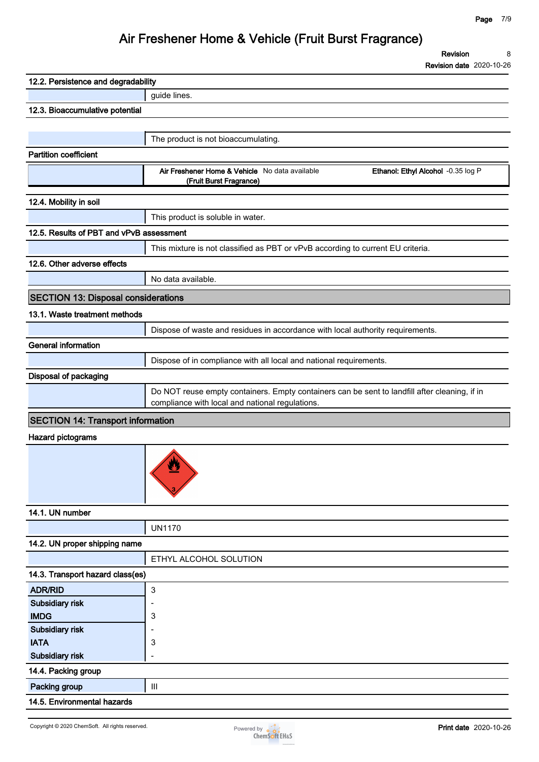### 12.2. Persistence and degradability

guide lines.

### 12.3. Bioaccumulative potential

The product is not bioaccumulating.

**Partition coefficient**

| | |
|---|---|
| **Air Freshener Home & Vehicle (Fruit Burst Fragrance)** No data available | **Ethanol: Ethyl Alcohol** -0.35 log P |

### 12.4. Mobility in soil

This product is soluble in water.

### 12.5. Results of PBT and vPvB assessment

This mixture is not classified as PBT or vPvB according to current EU criteria.

### 12.6. Other adverse effects

No data available.

## SECTION 13: Disposal considerations

### 13.1. Waste treatment methods

Dispose of waste and residues in accordance with local authority requirements.

**General information**

Dispose of in compliance with all local and national requirements.

**Disposal of packaging**

Do NOT reuse empty containers. Empty containers can be sent to landfill after cleaning, if in compliance with local and national regulations.

## SECTION 14: Transport information

**Hazard pictograms**

### 14.1. UN number

UN1170

### 14.2. UN proper shipping name

ETHYL ALCOHOL SOLUTION

### 14.3. Transport hazard class(es)

| | |
|---|---|
| **ADR/RID** | 3 |
| **Subsidiary risk** | - |
| **IMDG** | 3 |
| **Subsidiary risk** | - |
| **IATA** | 3 |
| **Subsidiary risk** | - |

### 14.4. Packing group

| | |
|---|---|
| **Packing group** | III |

### 14.5. Environmental hazards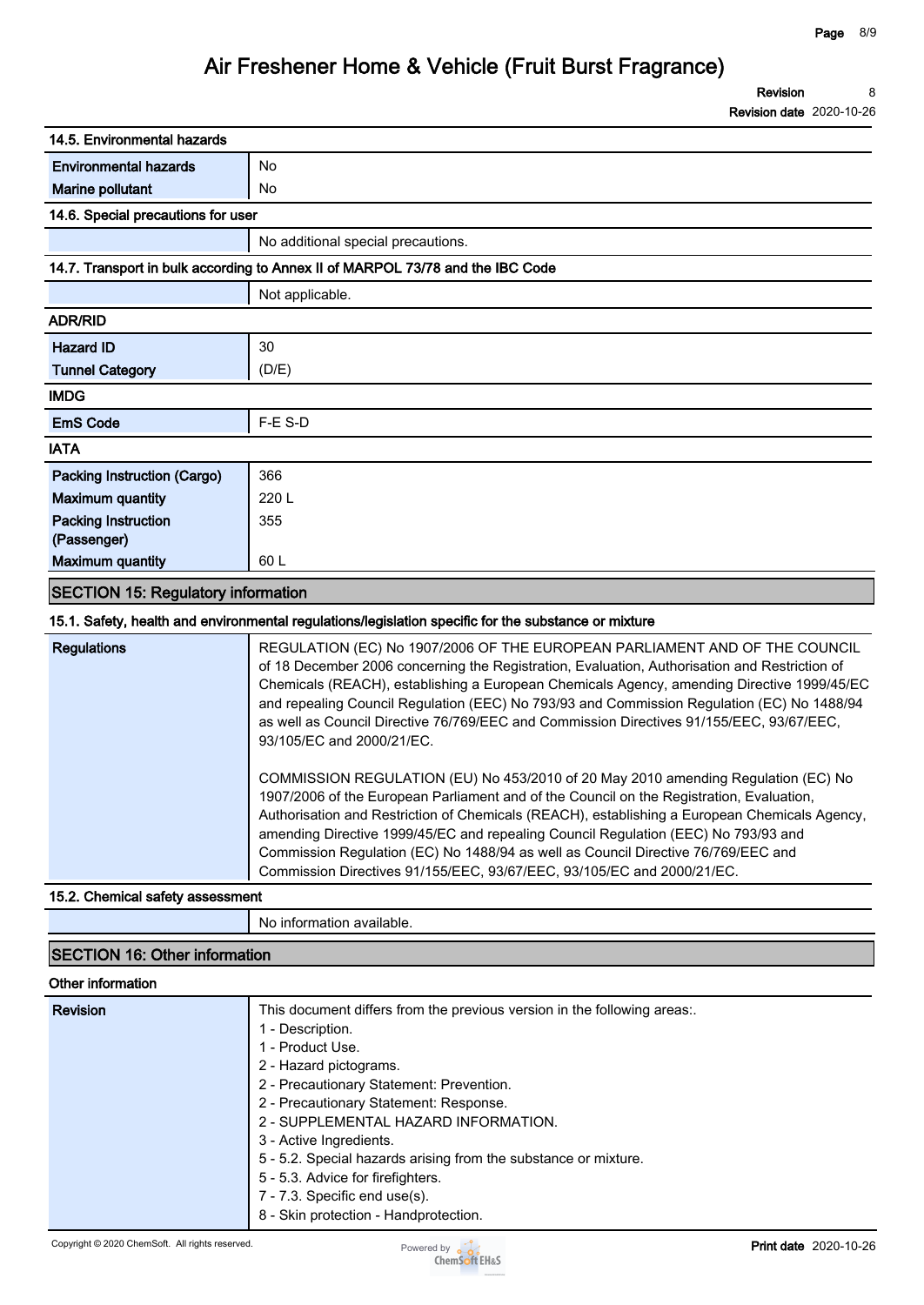### 14.5. Environmental hazards

| | |
|---|---|
| Environmental hazards | No |
| Marine pollutant | No |

### 14.6. Special precautions for user

No additional special precautions.

### 14.7. Transport in bulk according to Annex II of MARPOL 73/78 and the IBC Code

Not applicable.

### ADR/RID

| | |
|---|---|
| Hazard ID | 30 |
| Tunnel Category | (D/E) |

### IMDG

| | |
|---|---|
| EmS Code | F-E S-D |

### IATA

| | |
|---|---|
| Packing Instruction (Cargo) | 366 |
| Maximum quantity | 220 L |
| Packing Instruction (Passenger) | 355 |
| Maximum quantity | 60 L |

## SECTION 15: Regulatory information

### 15.1. Safety, health and environmental regulations/legislation specific for the substance or mixture

**Regulations**

REGULATION (EC) No 1907/2006 OF THE EUROPEAN PARLIAMENT AND OF THE COUNCIL of 18 December 2006 concerning the Registration, Evaluation, Authorisation and Restriction of Chemicals (REACH), establishing a European Chemicals Agency, amending Directive 1999/45/EC and repealing Council Regulation (EEC) No 793/93 and Commission Regulation (EC) No 1488/94 as well as Council Directive 76/769/EEC and Commission Directives 91/155/EEC, 93/67/EEC, 93/105/EC and 2000/21/EC.

COMMISSION REGULATION (EU) No 453/2010 of 20 May 2010 amending Regulation (EC) No 1907/2006 of the European Parliament and of the Council on the Registration, Evaluation, Authorisation and Restriction of Chemicals (REACH), establishing a European Chemicals Agency, amending Directive 1999/45/EC and repealing Council Regulation (EEC) No 793/93 and Commission Regulation (EC) No 1488/94 as well as Council Directive 76/769/EEC and Commission Directives 91/155/EEC, 93/67/EEC, 93/105/EC and 2000/21/EC.

### 15.2. Chemical safety assessment

No information available.

## SECTION 16: Other information

### Other information

**Revision**

This document differs from the previous version in the following areas:.

1 - Description.
1 - Product Use.
2 - Hazard pictograms.
2 - Precautionary Statement: Prevention.
2 - Precautionary Statement: Response.
2 - SUPPLEMENTAL HAZARD INFORMATION.
3 - Active Ingredients.
5 - 5.2. Special hazards arising from the substance or mixture.
5 - 5.3. Advice for firefighters.
7 - 7.3. Specific end use(s).
8 - Skin protection - Handprotection.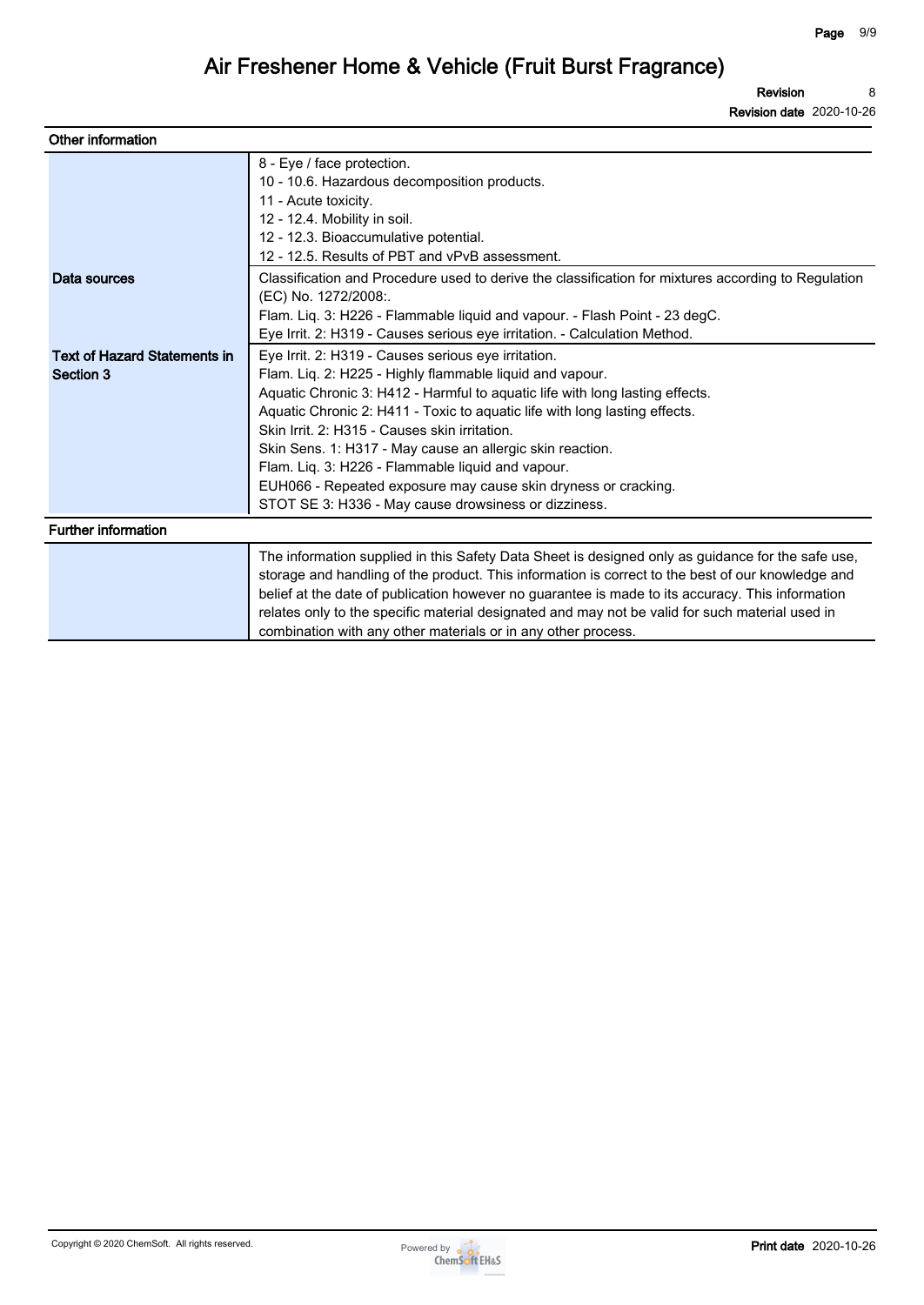## Other information

| | |
|---|---|
| | 8 - Eye / face protection.<br>10 - 10.6. Hazardous decomposition products.<br>11 - Acute toxicity.<br>12 - 12.4. Mobility in soil.<br>12 - 12.3. Bioaccumulative potential.<br>12 - 12.5. Results of PBT and vPvB assessment. |
| **Data sources** | Classification and Procedure used to derive the classification for mixtures according to Regulation (EC) No. 1272/2008:.<br>Flam. Liq. 3: H226 - Flammable liquid and vapour. - Flash Point - 23 degC.<br>Eye Irrit. 2: H319 - Causes serious eye irritation. - Calculation Method. |
| **Text of Hazard Statements in Section 3** | Eye Irrit. 2: H319 - Causes serious eye irritation.<br>Flam. Liq. 2: H225 - Highly flammable liquid and vapour.<br>Aquatic Chronic 3: H412 - Harmful to aquatic life with long lasting effects.<br>Aquatic Chronic 2: H411 - Toxic to aquatic life with long lasting effects.<br>Skin Irrit. 2: H315 - Causes skin irritation.<br>Skin Sens. 1: H317 - May cause an allergic skin reaction.<br>Flam. Liq. 3: H226 - Flammable liquid and vapour.<br>EUH066 - Repeated exposure may cause skin dryness or cracking.<br>STOT SE 3: H336 - May cause drowsiness or dizziness. |

## Further information

| | |
|---|---|
| | The information supplied in this Safety Data Sheet is designed only as guidance for the safe use, storage and handling of the product. This information is correct to the best of our knowledge and belief at the date of publication however no guarantee is made to its accuracy. This information relates only to the specific material designated and may not be valid for such material used in combination with any other materials or in any other process. |